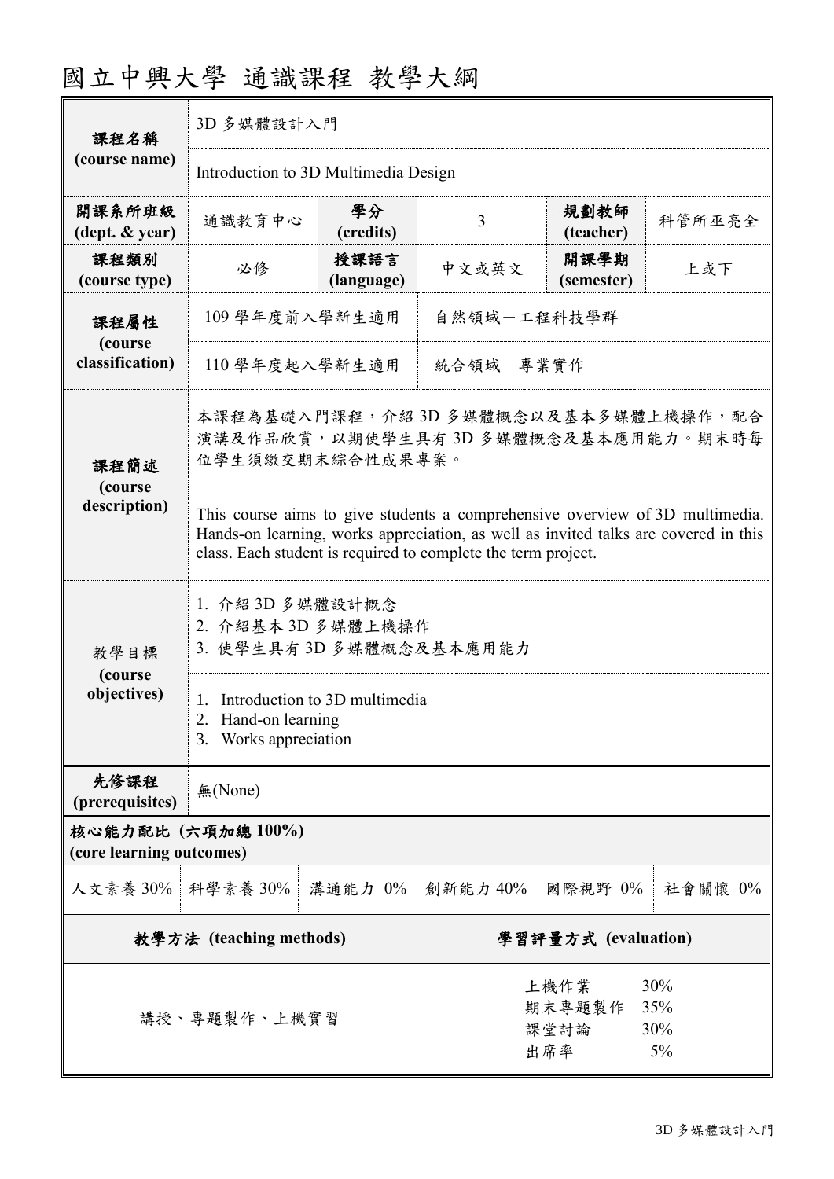# 國立中興大學 通識課程 教學大綱

| 課程名稱 (course name) | 3D 多媒體設計入門 | | | | |
|---|---|---|---|---|---|
| | Introduction to 3D Multimedia Design | | | | |
| 開課系所班級 (dept. & year) | 通識教育中心 | 學分 (credits) | 3 | 規劃教師 (teacher) | 科管所巫亮全 |
| 課程類別 (course type) | 必修 | 授課語言 (language) | 中文或英文 | 開課學期 (semester) | 上或下 |
| 課程屬性 (course classification) | 109 學年度前入學新生適用 | 自然領域－工程科技學群 | | | |
| | 110 學年度起入學新生適用 | 統合領域－專業實作 | | | |
| 課程簡述 (course description) | 本課程為基礎入門課程，介紹 3D 多媒體概念以及基本多媒體上機操作，配合演講及作品欣賞，以期使學生具有 3D 多媒體概念及基本應用能力。期末時每位學生須繳交期末綜合性成果專案。 | | | | |
| | This course aims to give students a comprehensive overview of 3D multimedia. Hands-on learning, works appreciation, as well as invited talks are covered in this class. Each student is required to complete the term project. | | | | |
| 教學目標 (course objectives) | 1. 介紹 3D 多媒體設計概念<br>2. 介紹基本 3D 多媒體上機操作<br>3. 使學生具有 3D 多媒體概念及基本應用能力 | | | | |
| | 1. Introduction to 3D multimedia<br>2. Hand-on learning<br>3. Works appreciation | | | | |
| 先修課程 (prerequisites) | 無(None) | | | | |

**核心能力配比 (六項加總 100%) (core learning outcomes)**

| 人文素養 30% | 科學素養 30% | 溝通能力 0% | 創新能力 40% | 國際視野 0% | 社會關懷 0% |
|---|---|---|---|---|---|

| 教學方法 (teaching methods) | 學習評量方式 (evaluation) |
|---|---|
| 講授、專題製作、上機實習 | 上機作業 30%<br>期末專題製作 35%<br>課堂討論 30%<br>出席率 5% |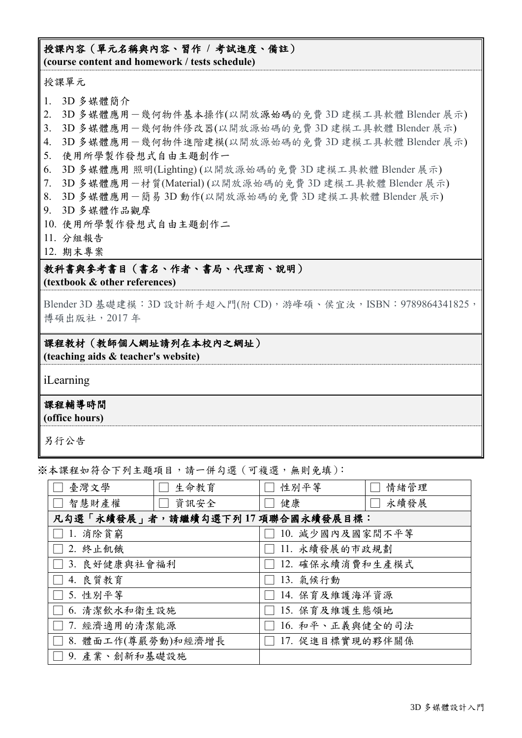**授課內容（單元名稱與內容、習作 / 考試進度、備註）**
**(course content and homework / tests schedule)**

授課單元

1. 3D 多媒體簡介
2. 3D 多媒體應用－幾何物件基本操作(以開放源始碼的免費 3D 建模工具軟體 Blender 展示)
3. 3D 多媒體應用－幾何物件修改器(以開放源始碼的免費 3D 建模工具軟體 Blender 展示)
4. 3D 多媒體應用－幾何物件進階建模(以開放源始碼的免費 3D 建模工具軟體 Blender 展示)
5. 使用所學製作發想式自由主題創作一
6. 3D 多媒體應用 照明(Lighting) (以開放源始碼的免費 3D 建模工具軟體 Blender 展示)
7. 3D 多媒體應用－材質(Material) (以開放源始碼的免費 3D 建模工具軟體 Blender 展示)
8. 3D 多媒體應用－簡易 3D 動作(以開放源始碼的免費 3D 建模工具軟體 Blender 展示)
9. 3D 多媒體作品觀摩
10. 使用所學製作發想式自由主題創作二
11. 分組報告
12. 期末專案

**教科書與參考書目（書名、作者、書局、代理商、說明）**
**(textbook & other references)**

Blender 3D 基礎建模：3D 設計新手超入門(附 CD)，游峰碩、侯宜汝，ISBN：9789864341825，博碩出版社，2017 年

**課程教材（教師個人網址請列在本校內之網址）**
**(teaching aids & teacher's website)**

iLearning

**課程輔導時間**
**(office hours)**

另行公告

※本課程如符合下列主題項目，請一併勾選（可複選，無則免填）:

| | | | |
|---|---|---|---|
| ☐ 臺灣文學 | ☐ 生命教育 | ☐ 性別平等 | ☐ 情緒管理 |
| ☐ 智慧財產權 | ☐ 資訊安全 | ☐ 健康 | ☐ 永續發展 |

**凡勾選「永續發展」者，請繼續勾選下列 17 項聯合國永續發展目標：**

| | |
|---|---|
| ☐ 1. 消除貧窮 | ☐ 10. 減少國內及國家間不平等 |
| ☐ 2. 終止飢餓 | ☐ 11. 永續發展的市政規劃 |
| ☐ 3. 良好健康與社會福利 | ☐ 12. 確保永續消費和生產模式 |
| ☐ 4. 良質教育 | ☐ 13. 氣候行動 |
| ☐ 5. 性別平等 | ☐ 14. 保育及維護海洋資源 |
| ☐ 6. 清潔飲水和衛生設施 | ☐ 15. 保育及維護生態領地 |
| ☐ 7. 經濟適用的清潔能源 | ☐ 16. 和平、正義與健全的司法 |
| ☐ 8. 體面工作(尊嚴勞動)和經濟增長 | ☐ 17. 促進目標實現的夥伴關係 |
| ☐ 9. 產業、創新和基礎設施 | |